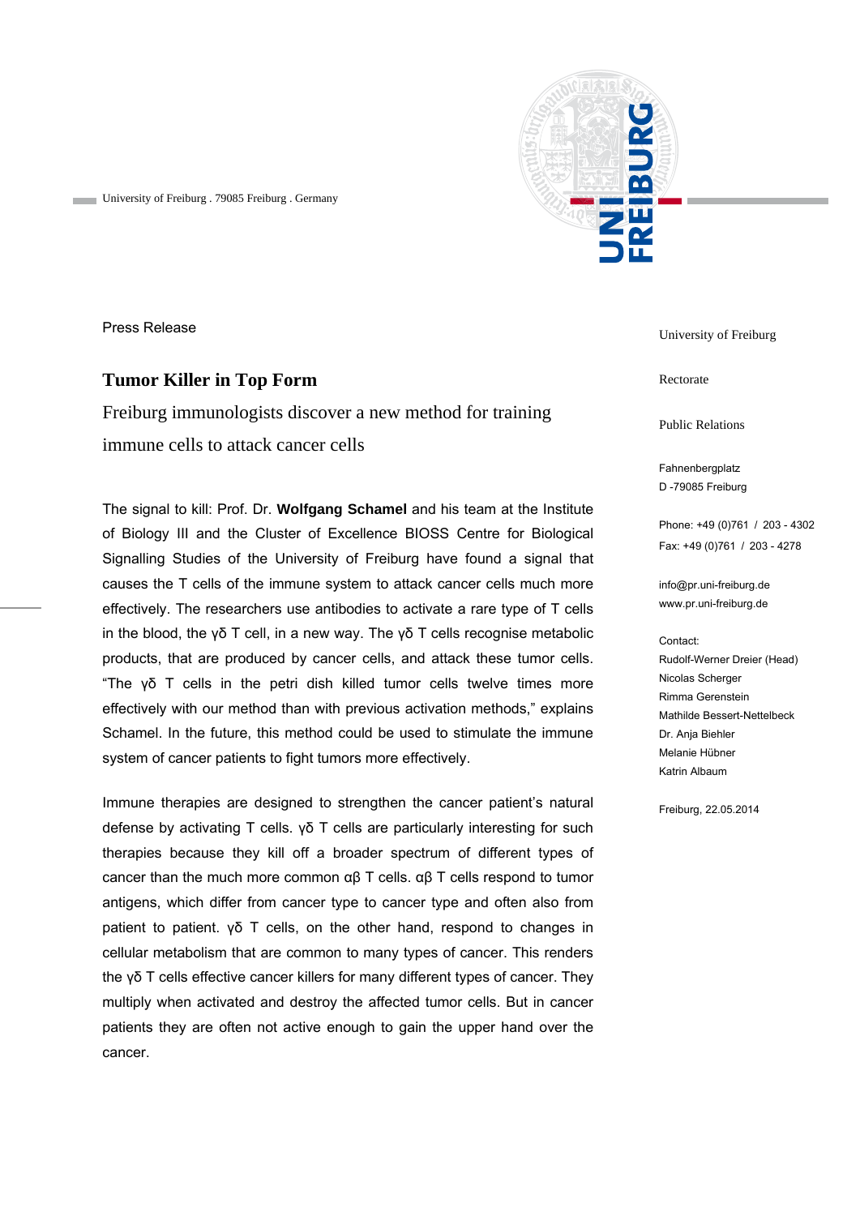University of Freiburg . 79085 Freiburg . Germany

Press Release

# Tumor Killer in Top Form

Freiburg immunologists discover a new method for training immune cells to attack cancer cells

The signal to kill: Prof. Dr. **Wolfgang Schamel** and his team at the Institute of Biology III and the Cluster of Excellence BIOSS Centre for Biological Signalling Studies of the University of Freiburg have found a signal that causes the T cells of the immune system to attack cancer cells much more effectively. The researchers use antibodies to activate a rare type of T cells in the blood, the γδ T cell, in a new way. The γδ T cells recognise metabolic products, that are produced by cancer cells, and attack these tumor cells. "The γδ T cells in the petri dish killed tumor cells twelve times more effectively with our method than with previous activation methods," explains Schamel. In the future, this method could be used to stimulate the immune system of cancer patients to fight tumors more effectively.

Immune therapies are designed to strengthen the cancer patient's natural defense by activating T cells. γδ T cells are particularly interesting for such therapies because they kill off a broader spectrum of different types of cancer than the much more common αβ T cells. αβ T cells respond to tumor antigens, which differ from cancer type to cancer type and often also from patient to patient. γδ T cells, on the other hand, respond to changes in cellular metabolism that are common to many types of cancer. This renders the γδ T cells effective cancer killers for many different types of cancer. They multiply when activated and destroy the affected tumor cells. But in cancer patients they are often not active enough to gain the upper hand over the cancer.

University of Freiburg

Rectorate

Public Relations

Fahnenbergplatz
D -79085 Freiburg

Phone: +49 (0)761 / 203 - 4302
Fax: +49 (0)761 / 203 - 4278

info@pr.uni-freiburg.de
www.pr.uni-freiburg.de

Contact:
Rudolf-Werner Dreier (Head)
Nicolas Scherger
Rimma Gerenstein
Mathilde Bessert-Nettelbeck
Dr. Anja Biehler
Melanie Hübner
Katrin Albaum

Freiburg, 22.05.2014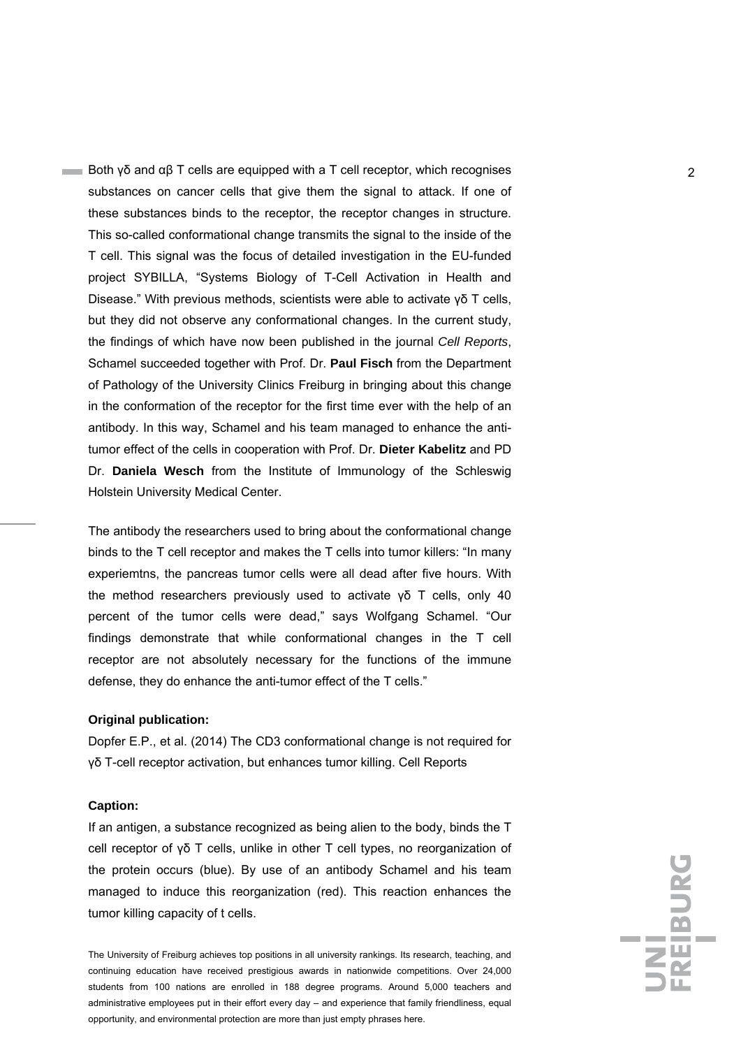Both γδ and αβ T cells are equipped with a T cell receptor, which recognises substances on cancer cells that give them the signal to attack. If one of these substances binds to the receptor, the receptor changes in structure. This so-called conformational change transmits the signal to the inside of the T cell. This signal was the focus of detailed investigation in the EU-funded project SYBILLA, "Systems Biology of T-Cell Activation in Health and Disease." With previous methods, scientists were able to activate γδ T cells, but they did not observe any conformational changes. In the current study, the findings of which have now been published in the journal *Cell Reports*, Schamel succeeded together with Prof. Dr. **Paul Fisch** from the Department of Pathology of the University Clinics Freiburg in bringing about this change in the conformation of the receptor for the first time ever with the help of an antibody. In this way, Schamel and his team managed to enhance the anti-tumor effect of the cells in cooperation with Prof. Dr. **Dieter Kabelitz** and PD Dr. **Daniela Wesch** from the Institute of Immunology of the Schleswig Holstein University Medical Center.

The antibody the researchers used to bring about the conformational change binds to the T cell receptor and makes the T cells into tumor killers: "In many experiemtns, the pancreas tumor cells were all dead after five hours. With the method researchers previously used to activate γδ T cells, only 40 percent of the tumor cells were dead," says Wolfgang Schamel. "Our findings demonstrate that while conformational changes in the T cell receptor are not absolutely necessary for the functions of the immune defense, they do enhance the anti-tumor effect of the T cells."

**Original publication:**

Dopfer E.P., et al. (2014) The CD3 conformational change is not required for γδ T-cell receptor activation, but enhances tumor killing. Cell Reports

**Caption:**

If an antigen, a substance recognized as being alien to the body, binds the T cell receptor of γδ T cells, unlike in other T cell types, no reorganization of the protein occurs (blue). By use of an antibody Schamel and his team managed to induce this reorganization (red). This reaction enhances the tumor killing capacity of t cells.

The University of Freiburg achieves top positions in all university rankings. Its research, teaching, and continuing education have received prestigious awards in nationwide competitions. Over 24,000 students from 100 nations are enrolled in 188 degree programs. Around 5,000 teachers and administrative employees put in their effort every day – and experience that family friendliness, equal opportunity, and environmental protection are more than just empty phrases here.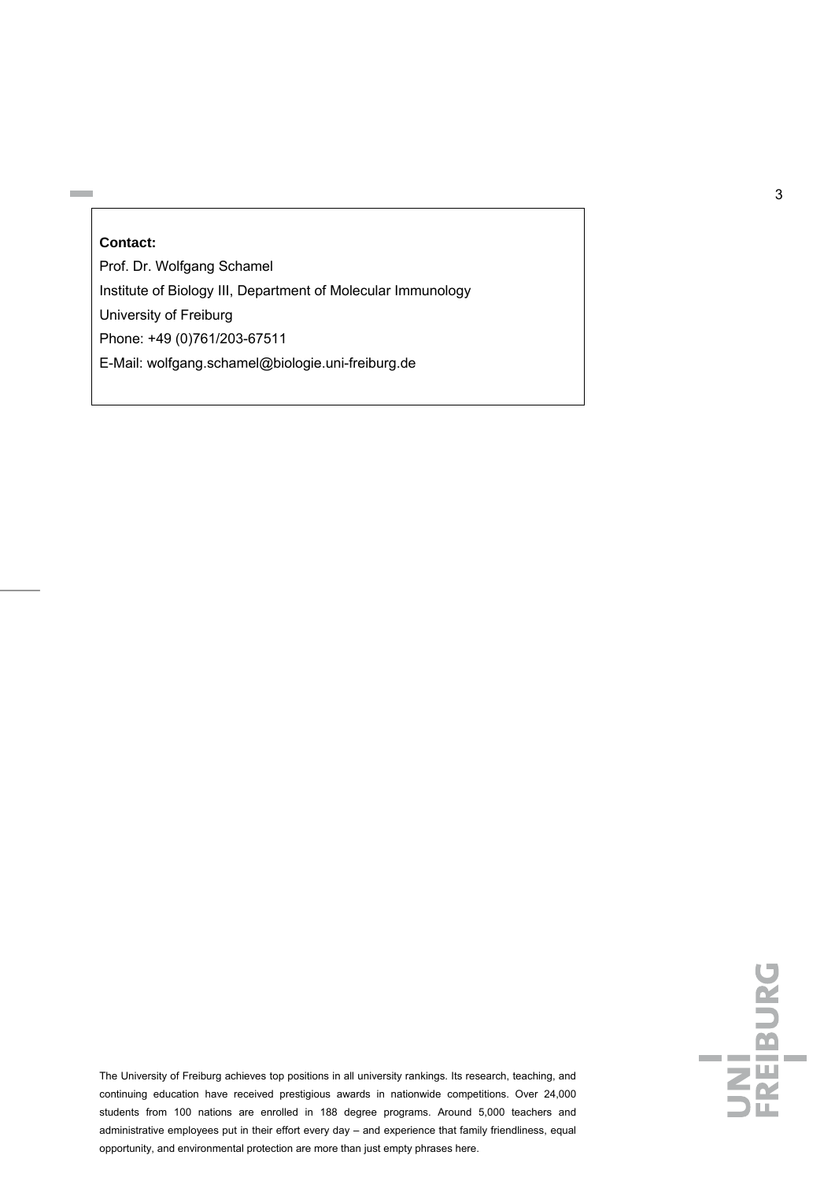**Contact:**

Prof. Dr. Wolfgang Schamel

Institute of Biology III, Department of Molecular Immunology

University of Freiburg

Phone: +49 (0)761/203-67511

E-Mail: wolfgang.schamel@biologie.uni-freiburg.de

The University of Freiburg achieves top positions in all university rankings. Its research, teaching, and continuing education have received prestigious awards in nationwide competitions. Over 24,000 students from 100 nations are enrolled in 188 degree programs. Around 5,000 teachers and administrative employees put in their effort every day – and experience that family friendliness, equal opportunity, and environmental protection are more than just empty phrases here.